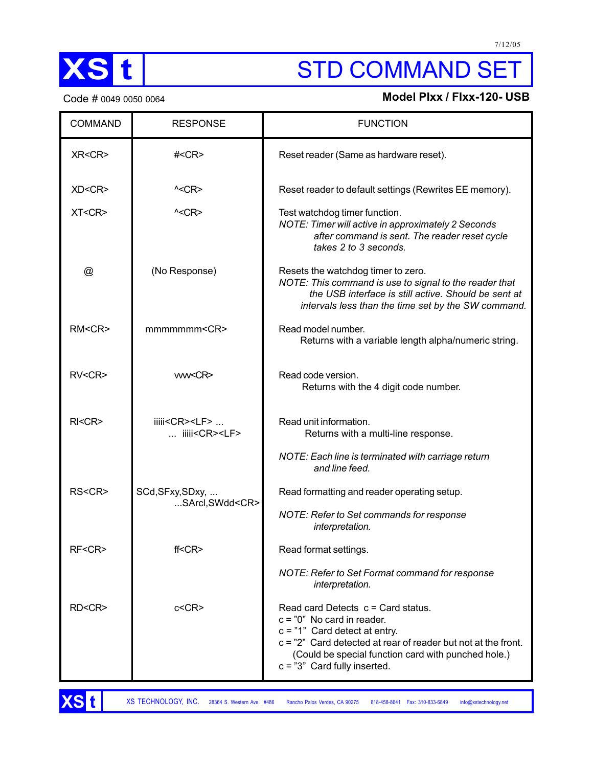7/12/05

# XS t — STD COMMAND SET

Code # 0049 0050 0064

**Model PIxx / FIxx-120- USB**

| COMMAND | RESPONSE | FUNCTION |
|---|---|---|
| XR<CR> | #<CR> | Reset reader (Same as hardware reset). |
| XD<CR> | ^<CR> | Reset reader to default settings (Rewrites EE memory). |
| XT<CR> | ^<CR> | Test watchdog timer function.<br>*NOTE: Timer will active in approximately 2 Seconds after command is sent. The reader reset cycle takes 2 to 3 seconds.* |
| @ | (No Response) | Resets the watchdog timer to zero.<br>*NOTE: This command is use to signal to the reader that the USB interface is still active. Should be sent at intervals less than the time set by the SW command.* |
| RM<CR> | mmmmmmm<CR> | Read model number.<br>Returns with a variable length alpha/numeric string. |
| RV<CR> | vvvv<CR> | Read code version.<br>Returns with the 4 digit code number. |
| RI<CR> | iiiii<CR><LF> ... ... iiiii<CR><LF> | Read unit information.<br>Returns with a multi-line response.<br>*NOTE: Each line is terminated with carriage return and line feed.* |
| RS<CR> | SCd,SFxy,SDxy, ... ...SArcl,SWdd<CR> | Read formatting and reader operating setup.<br>*NOTE: Refer to Set commands for response interpretation.* |
| RF<CR> | ff<CR> | Read format settings.<br>*NOTE: Refer to Set Format command for response interpretation.* |
| RD<CR> | c<CR> | Read card Detects c = Card status.<br>c = "0" No card in reader.<br>c = "1" Card detect at entry.<br>c = "2" Card detected at rear of reader but not at the front. (Could be special function card with punched hole.)<br>c = "3" Card fully inserted. |

XS TECHNOLOGY, INC. 28364 S. Western Ave. #486 Rancho Palos Verdes, CA 90275 818-458-8641 Fax: 310-833-6849 info@xstechnology.net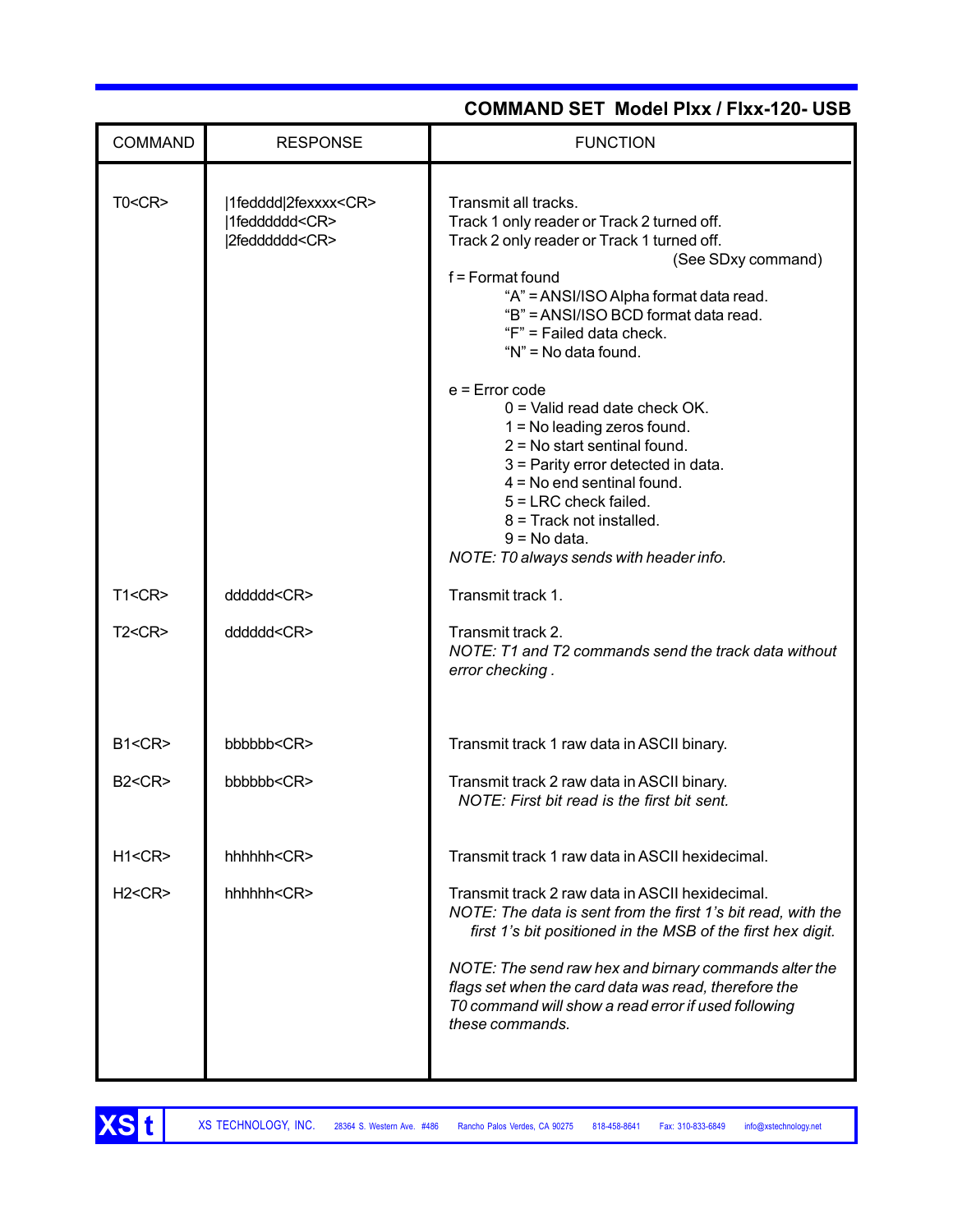## COMMAND SET Model PIxx / FIxx-120- USB

| COMMAND | RESPONSE | FUNCTION |
|---|---|---|
| T0<CR> | \|1fedddd\|2fexxxx<CR><br>\|1feddddddd<CR><br>\|2feddddddd<CR> | Transmit all tracks.<br>Track 1 only reader or Track 2 turned off.<br>Track 2 only reader or Track 1 turned off.<br>(See SDxy command)<br>f = Format found<br>"A" = ANSI/ISO Alpha format data read.<br>"B" = ANSI/ISO BCD format data read.<br>"F" = Failed data check.<br>"N" = No data found.<br><br>e = Error code<br>0 = Valid read date check OK.<br>1 = No leading zeros found.<br>2 = No start sentinal found.<br>3 = Parity error detected in data.<br>4 = No end sentinal found.<br>5 = LRC check failed.<br>8 = Track not installed.<br>9 = No data.<br>*NOTE: T0 always sends with header info.* |
| T1<CR> | dddddd<CR> | Transmit track 1. |
| T2<CR> | dddddd<CR> | Transmit track 2.<br>*NOTE: T1 and T2 commands send the track data without error checking .* |
| B1<CR> | bbbbbb<CR> | Transmit track 1 raw data in ASCII binary. |
| B2<CR> | bbbbbb<CR> | Transmit track 2 raw data in ASCII binary.<br>*NOTE: First bit read is the first bit sent.* |
| H1<CR> | hhhhhh<CR> | Transmit track 1 raw data in ASCII hexidecimal. |
| H2<CR> | hhhhhh<CR> | Transmit track 2 raw data in ASCII hexidecimal.<br>*NOTE: The data is sent from the first 1's bit read, with the first 1's bit positioned in the MSB of the first hex digit.*<br><br>*NOTE: The send raw hex and birnary commands alter the flags set when the card data was read, therefore the T0 command will show a read error if used following these commands.* |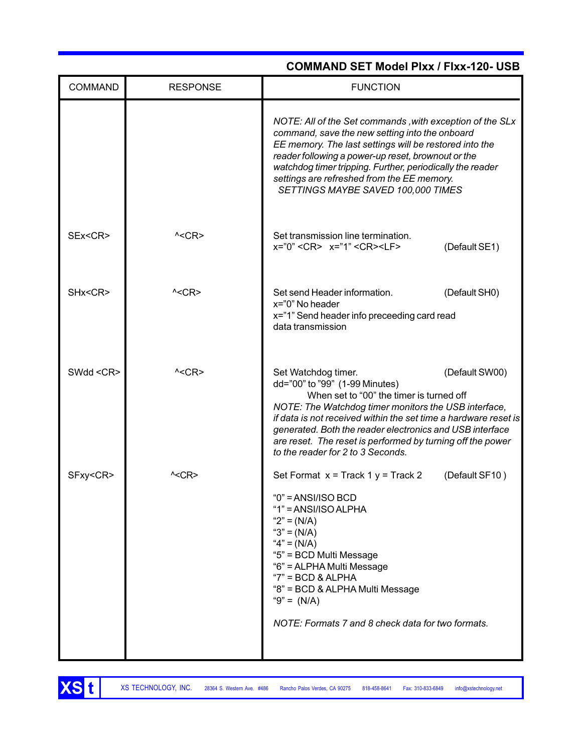## COMMAND SET Model PIxx / FIxx-120- USB

| COMMAND | RESPONSE | FUNCTION |
|---|---|---|
| | | *NOTE: All of the Set commands ,with exception of the SLx command, save the new setting into the onboard EE memory. The last settings will be restored into the reader following a power-up reset, brownout or the watchdog timer tripping. Further, periodically the reader settings are refreshed from the EE memory.*<br>*SETTINGS MAYBE SAVED 100,000 TIMES* |
| SEx<CR> | ^<CR> | Set transmission line termination.<br>x="0" <CR>   x="1" <CR><LF>   (Default SE1) |
| SHx<CR> | ^<CR> | Set send Header information.   (Default SH0)<br>x="0" No header<br>x="1" Send header info preceeding card read data transmission |
| SWdd <CR> | ^<CR> | Set Watchdog timer.   (Default SW00)<br>dd="00" to "99" (1-99 Minutes)<br>When set to "00" the timer is turned off<br>*NOTE: The Watchdog timer monitors the USB interface, if data is not received within the set time a hardware reset is generated. Both the reader electronics and USB interface are reset. The reset is performed by turning off the power to the reader for 2 to 3 Seconds.* |
| SFxy<CR> | ^<CR> | Set Format  x = Track 1 y = Track 2   (Default SF10 )<br><br>"0" = ANSI/ISO BCD<br>"1" = ANSI/ISO ALPHA<br>"2" = (N/A)<br>"3" = (N/A)<br>"4" = (N/A)<br>"5" = BCD Multi Message<br>"6" = ALPHA Multi Message<br>"7" = BCD & ALPHA<br>"8" = BCD & ALPHA Multi Message<br>"9" = (N/A)<br><br>*NOTE: Formats 7 and 8 check data for two formats.* |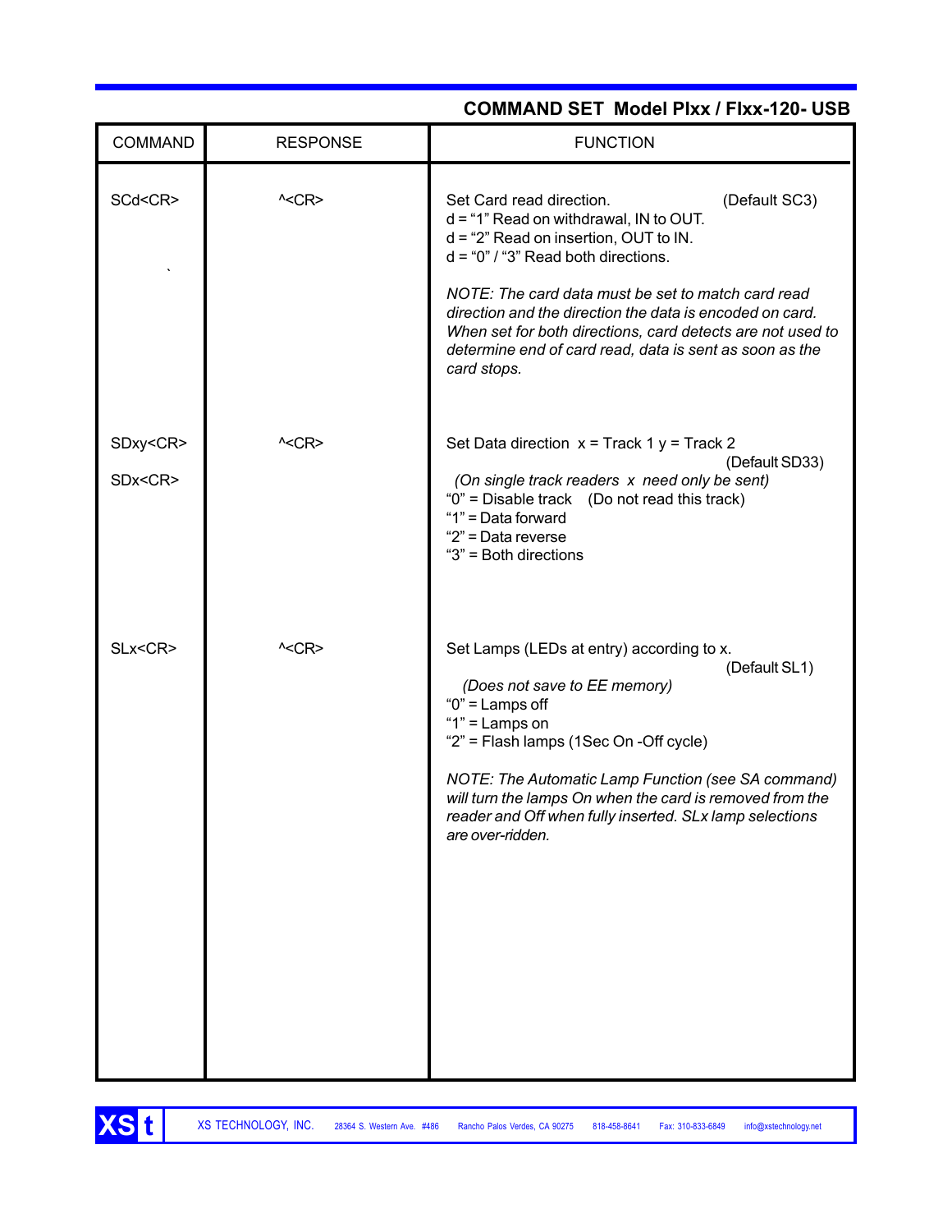## COMMAND SET  Model PIxx / FIxx-120- USB

| COMMAND | RESPONSE | FUNCTION |
|---|---|---|
| SCd<CR> | ^<CR> | Set Card read direction. (Default SC3)<br>d = "1" Read on withdrawal, IN to OUT.<br>d = "2" Read on insertion, OUT to IN.<br>d = "0" / "3" Read both directions.<br><br>*NOTE: The card data must be set to match card read direction and the direction the data is encoded on card. When set for both directions, card detects are not used to determine end of card read, data is sent as soon as the card stops.* |
| SDxy<CR><br><br>SDx<CR> | ^<CR> | Set Data direction  x = Track 1 y = Track 2<br>(Default SD33)<br>*(On single track readers  x  need only be sent)*<br>"0" = Disable track    (Do not read this track)<br>"1" = Data forward<br>"2" = Data reverse<br>"3" = Both directions |
| SLx<CR> | ^<CR> | Set Lamps (LEDs at entry) according to x.<br>(Default SL1)<br>*(Does not save to EE memory)*<br>"0" = Lamps off<br>"1" = Lamps on<br>"2" = Flash lamps (1Sec On -Off cycle)<br><br>*NOTE: The Automatic Lamp Function (see SA command) will turn the lamps On when the card is removed from the reader and Off when fully inserted. SLx lamp selections are over-ridden.* |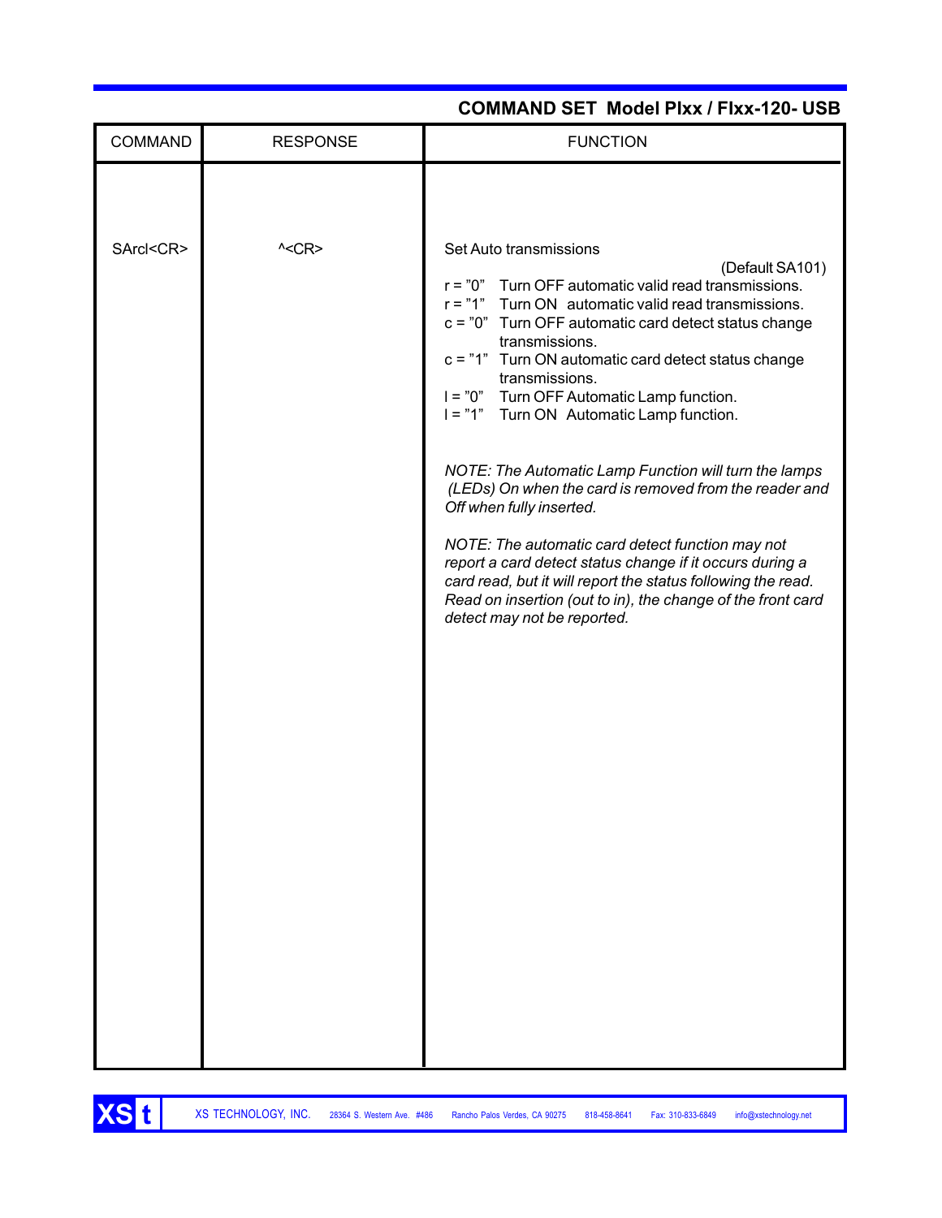## COMMAND SET Model PIxx / FIxx-120- USB

| COMMAND | RESPONSE | FUNCTION |
|---|---|---|
| SArcl<CR> | ^<CR> | Set Auto transmissions<br>(Default SA101)<br>r = "0" Turn OFF automatic valid read transmissions.<br>r = "1" Turn ON automatic valid read transmissions.<br>c = "0" Turn OFF automatic card detect status change transmissions.<br>c = "1" Turn ON automatic card detect status change transmissions.<br>l = "0" Turn OFF Automatic Lamp function.<br>l = "1" Turn ON Automatic Lamp function.<br><br>*NOTE: The Automatic Lamp Function will turn the lamps (LEDs) On when the card is removed from the reader and Off when fully inserted.*<br><br>*NOTE: The automatic card detect function may not report a card detect status change if it occurs during a card read, but it will report the status following the read. Read on insertion (out to in), the change of the front card detect may not be reported.* |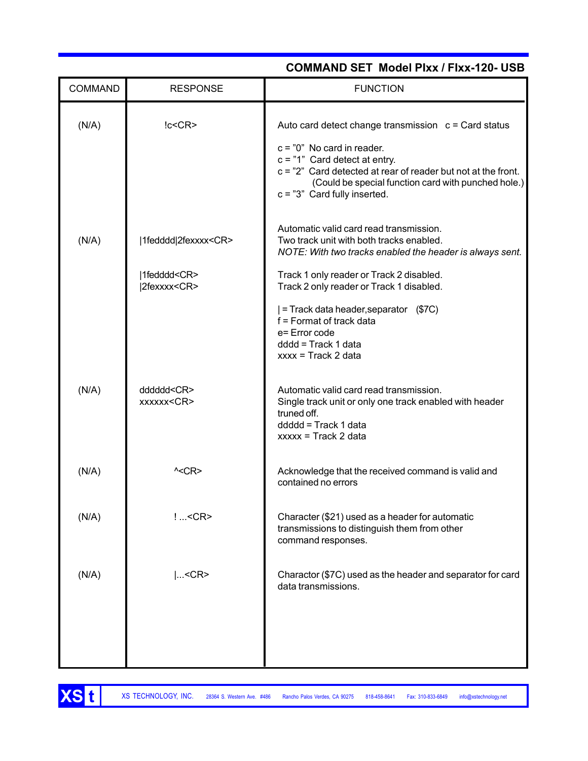## COMMAND SET Model PIxx / FIxx-120- USB

| COMMAND | RESPONSE | FUNCTION |
|---|---|---|
| (N/A) | !c<CR> | Auto card detect change transmission c = Card status<br><br>c = "0" No card in reader.<br>c = "1" Card detect at entry.<br>c = "2" Card detected at rear of reader but not at the front. (Could be special function card with punched hole.)<br>c = "3" Card fully inserted. |
| (N/A) | \|1fedddd\|2fexxxx<CR><br><br>\|1fedddd<CR><br>\|2fexxxx<CR> | Automatic valid card read transmission.<br>Two track unit with both tracks enabled.<br>*NOTE: With two tracks enabled the header is always sent.*<br><br>Track 1 only reader or Track 2 disabled.<br>Track 2 only reader or Track 1 disabled.<br><br>\| = Track data header,separator ($7C)<br>f = Format of track data<br>e= Error code<br>dddd = Track 1 data<br>xxxx = Track 2 data |
| (N/A) | dddddd<CR><br>xxxxxx<CR> | Automatic valid card read transmission.<br>Single track unit or only one track enabled with header truned off.<br>ddddd = Track 1 data<br>xxxxx = Track 2 data |
| (N/A) | ^<CR> | Acknowledge that the received command is valid and contained no errors |
| (N/A) | ! ...<CR> | Character ($21) used as a header for automatic transmissions to distinguish them from other command responses. |
| (N/A) | \|...<CR> | Charactor ($7C) used as the header and separator for card data transmissions. |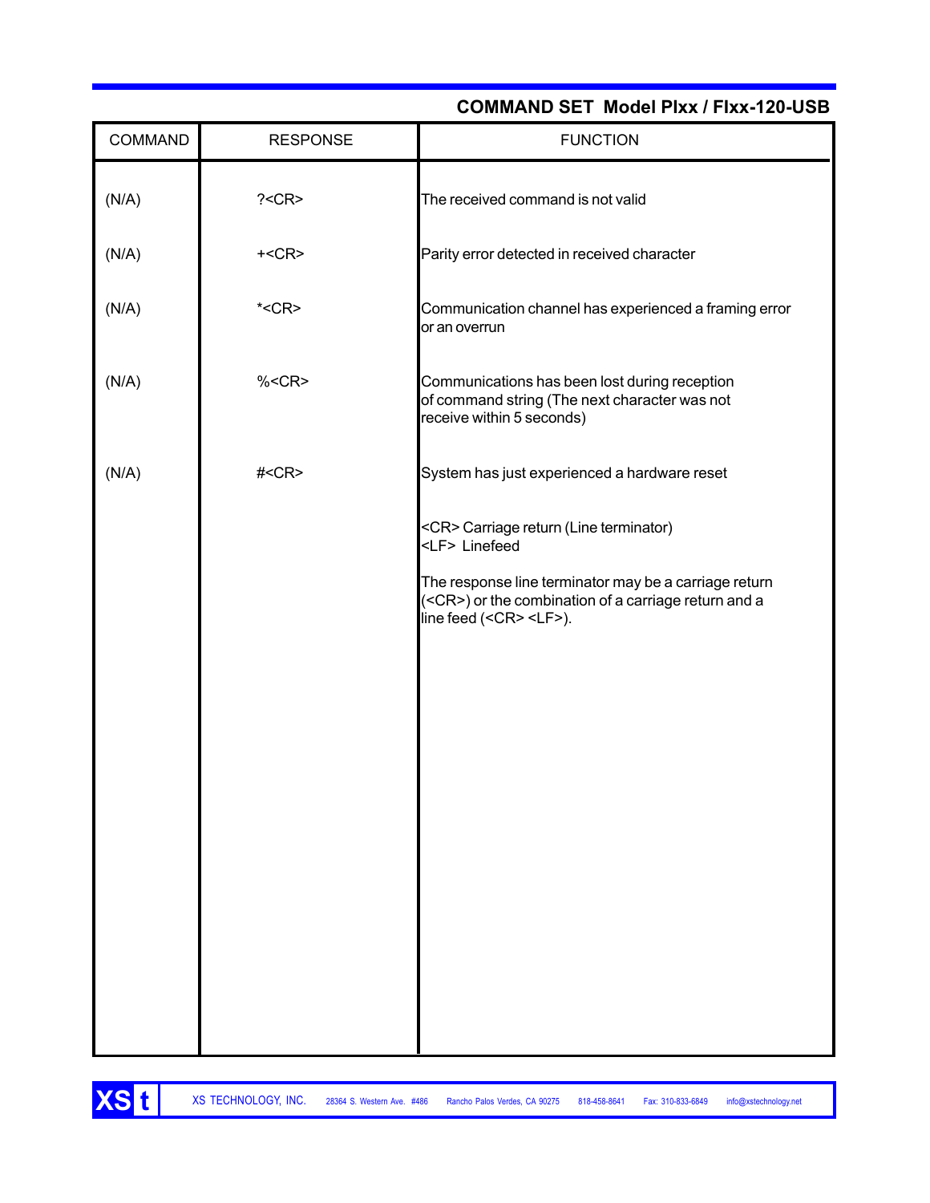## COMMAND SET Model PIxx / FIxx-120-USB

| COMMAND | RESPONSE | FUNCTION |
|---|---|---|
| (N/A) | ?<CR> | The received command is not valid |
| (N/A) | +<CR> | Parity error detected in received character |
| (N/A) | *<CR> | Communication channel has experienced a framing error or an overrun |
| (N/A) | %<CR> | Communications has been lost during reception of command string (The next character was not receive within 5 seconds) |
| (N/A) | #<CR> | System has just experienced a hardware reset |
| | | <CR> Carriage return (Line terminator)<br><LF> Linefeed<br><br>The response line terminator may be a carriage return (<CR>) or the combination of a carriage return and a line feed (<CR> <LF>). |

XS TECHNOLOGY, INC. 28364 S. Western Ave. #486 Rancho Palos Verdes, CA 90275 818-458-8641 Fax: 310-833-6849 info@xstechnology.net